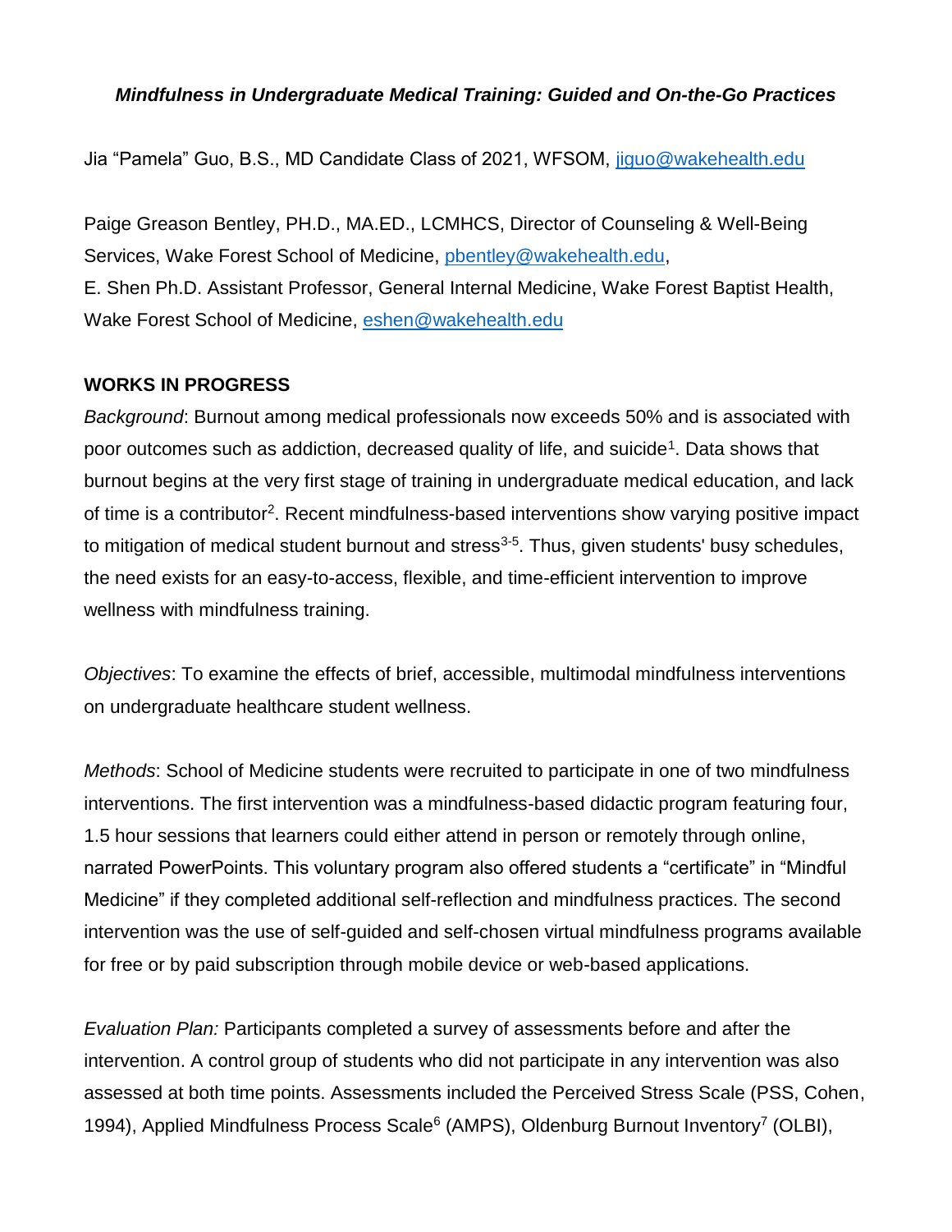***Mindfulness in Undergraduate Medical Training: Guided and On-the-Go Practices***

Jia "Pamela" Guo, B.S., MD Candidate Class of 2021, WFSOM, jiguo@wakehealth.edu

Paige Greason Bentley, PH.D., MA.ED., LCMHCS, Director of Counseling & Well-Being Services, Wake Forest School of Medicine, pbentley@wakehealth.edu,
E. Shen Ph.D. Assistant Professor, General Internal Medicine, Wake Forest Baptist Health, Wake Forest School of Medicine, eshen@wakehealth.edu

**WORKS IN PROGRESS**

*Background*: Burnout among medical professionals now exceeds 50% and is associated with poor outcomes such as addiction, decreased quality of life, and suicide[1]. Data shows that burnout begins at the very first stage of training in undergraduate medical education, and lack of time is a contributor[2]. Recent mindfulness-based interventions show varying positive impact to mitigation of medical student burnout and stress[3-5]. Thus, given students' busy schedules, the need exists for an easy-to-access, flexible, and time-efficient intervention to improve wellness with mindfulness training.

*Objectives*: To examine the effects of brief, accessible, multimodal mindfulness interventions on undergraduate healthcare student wellness.

*Methods*: School of Medicine students were recruited to participate in one of two mindfulness interventions. The first intervention was a mindfulness-based didactic program featuring four, 1.5 hour sessions that learners could either attend in person or remotely through online, narrated PowerPoints. This voluntary program also offered students a "certificate" in "Mindful Medicine" if they completed additional self-reflection and mindfulness practices. The second intervention was the use of self-guided and self-chosen virtual mindfulness programs available for free or by paid subscription through mobile device or web-based applications.

*Evaluation Plan:* Participants completed a survey of assessments before and after the intervention. A control group of students who did not participate in any intervention was also assessed at both time points. Assessments included the Perceived Stress Scale (PSS, Cohen, 1994), Applied Mindfulness Process Scale[6] (AMPS), Oldenburg Burnout Inventory[7] (OLBI),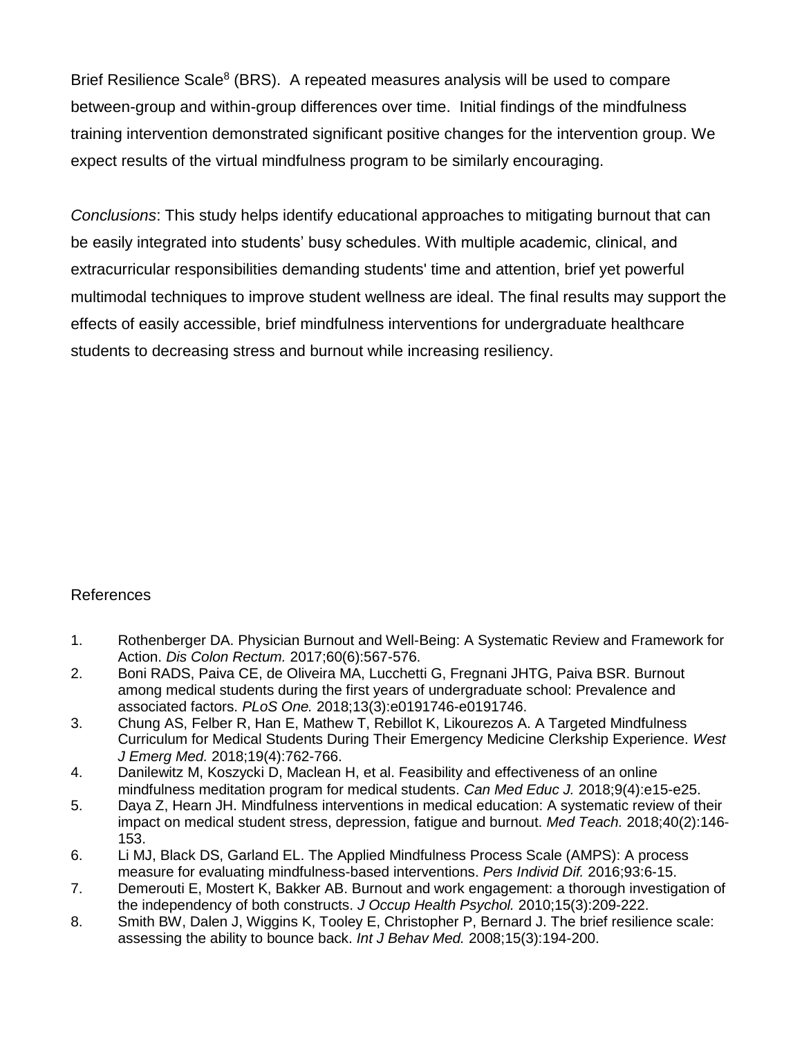Brief Resilience Scale[8] (BRS). A repeated measures analysis will be used to compare between-group and within-group differences over time. Initial findings of the mindfulness training intervention demonstrated significant positive changes for the intervention group. We expect results of the virtual mindfulness program to be similarly encouraging.

*Conclusions*: This study helps identify educational approaches to mitigating burnout that can be easily integrated into students' busy schedules. With multiple academic, clinical, and extracurricular responsibilities demanding students' time and attention, brief yet powerful multimodal techniques to improve student wellness are ideal. The final results may support the effects of easily accessible, brief mindfulness interventions for undergraduate healthcare students to decreasing stress and burnout while increasing resiliency.

References

1. Rothenberger DA. Physician Burnout and Well-Being: A Systematic Review and Framework for Action. *Dis Colon Rectum.* 2017;60(6):567-576.
2. Boni RADS, Paiva CE, de Oliveira MA, Lucchetti G, Fregnani JHTG, Paiva BSR. Burnout among medical students during the first years of undergraduate school: Prevalence and associated factors. *PLoS One.* 2018;13(3):e0191746-e0191746.
3. Chung AS, Felber R, Han E, Mathew T, Rebillot K, Likourezos A. A Targeted Mindfulness Curriculum for Medical Students During Their Emergency Medicine Clerkship Experience. *West J Emerg Med.* 2018;19(4):762-766.
4. Danilewitz M, Koszycki D, Maclean H, et al. Feasibility and effectiveness of an online mindfulness meditation program for medical students. *Can Med Educ J.* 2018;9(4):e15-e25.
5. Daya Z, Hearn JH. Mindfulness interventions in medical education: A systematic review of their impact on medical student stress, depression, fatigue and burnout. *Med Teach.* 2018;40(2):146-153.
6. Li MJ, Black DS, Garland EL. The Applied Mindfulness Process Scale (AMPS): A process measure for evaluating mindfulness-based interventions. *Pers Individ Dif.* 2016;93:6-15.
7. Demerouti E, Mostert K, Bakker AB. Burnout and work engagement: a thorough investigation of the independency of both constructs. *J Occup Health Psychol.* 2010;15(3):209-222.
8. Smith BW, Dalen J, Wiggins K, Tooley E, Christopher P, Bernard J. The brief resilience scale: assessing the ability to bounce back. *Int J Behav Med.* 2008;15(3):194-200.